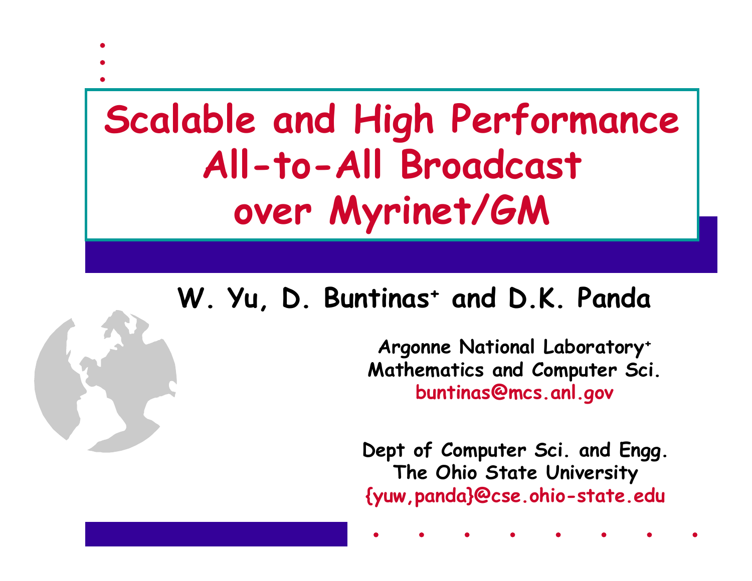# Scalable and High Performance All-to-All Broadcast over Myrinet/GM

**W. Yu, D. Buntinas[+] and D.K. Panda**

**Argonne National Laboratory[+]**
**Mathematics and Computer Sci.**
buntinas@mcs.anl.gov

**Dept of Computer Sci. and Engg.**
**The Ohio State University**
{yuw,panda}@cse.ohio-state.edu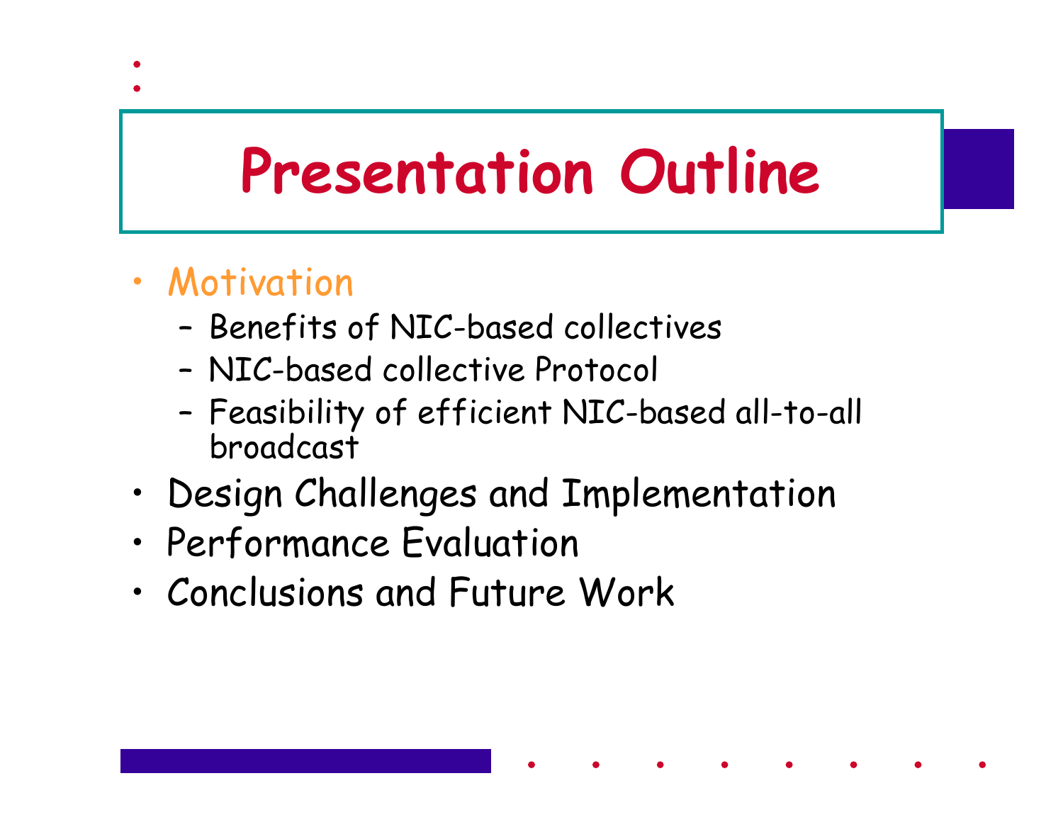# Presentation Outline

- Motivation
  - Benefits of NIC-based collectives
  - NIC-based collective Protocol
  - Feasibility of efficient NIC-based all-to-all broadcast
- Design Challenges and Implementation
- Performance Evaluation
- Conclusions and Future Work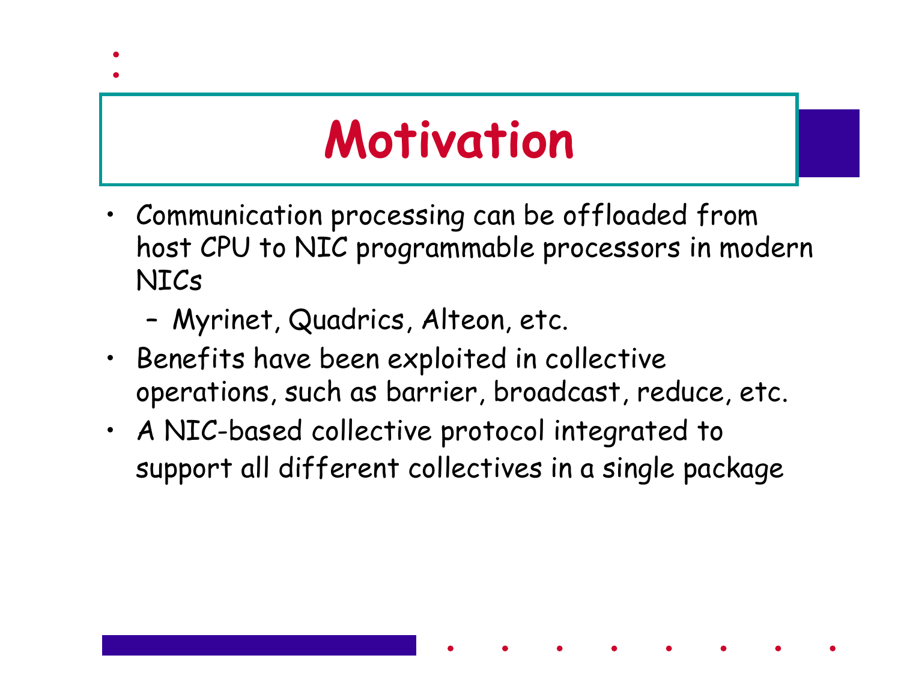# Motivation

- Communication processing can be offloaded from host CPU to NIC programmable processors in modern NICs
  - Myrinet, Quadrics, Alteon, etc.
- Benefits have been exploited in collective operations, such as barrier, broadcast, reduce, etc.
- A NIC-based collective protocol integrated to support all different collectives in a single package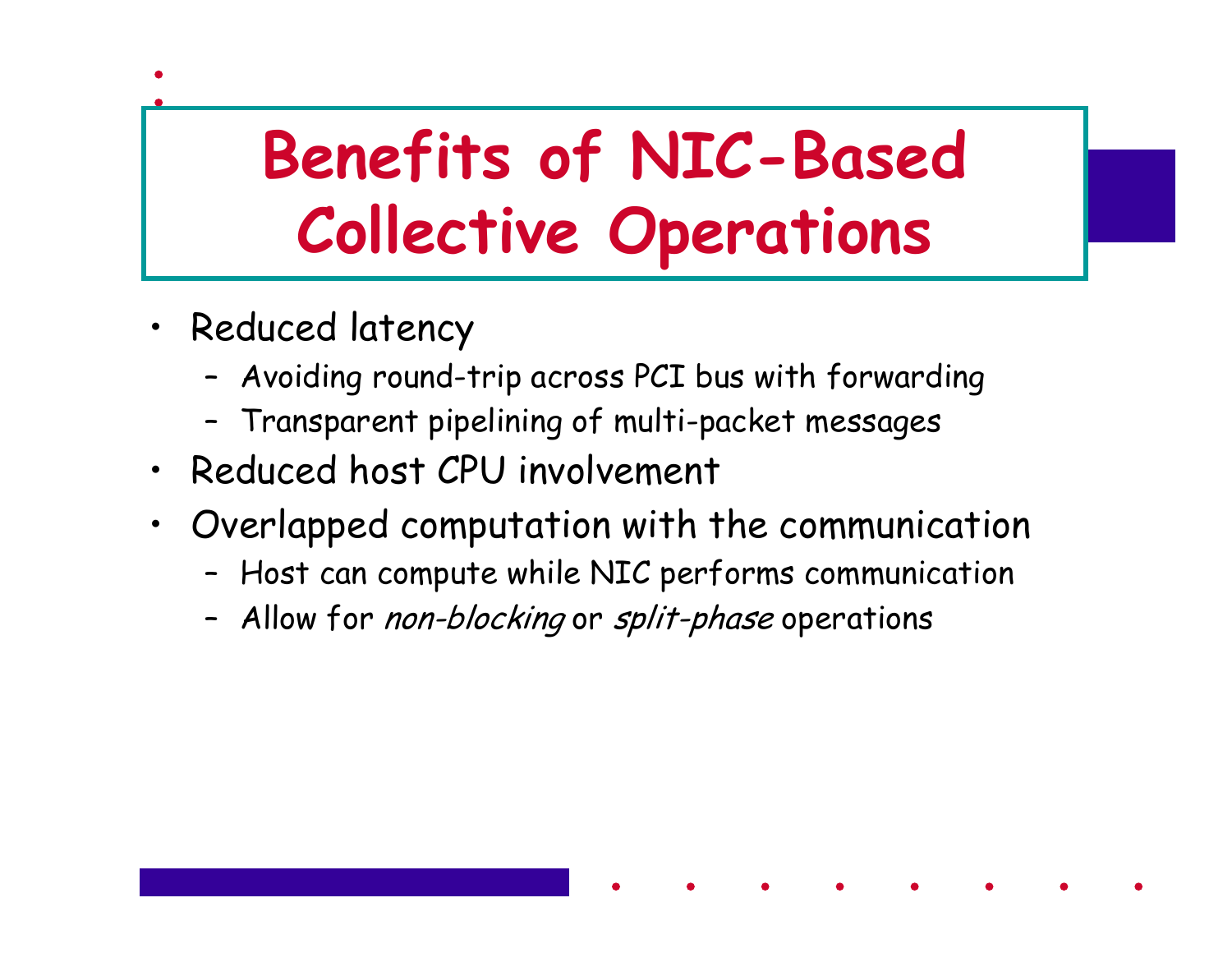# Benefits of NIC-Based Collective Operations

- Reduced latency
  - Avoiding round-trip across PCI bus with forwarding
  - Transparent pipelining of multi-packet messages
- Reduced host CPU involvement
- Overlapped computation with the communication
  - Host can compute while NIC performs communication
  - Allow for *non-blocking* or *split-phase* operations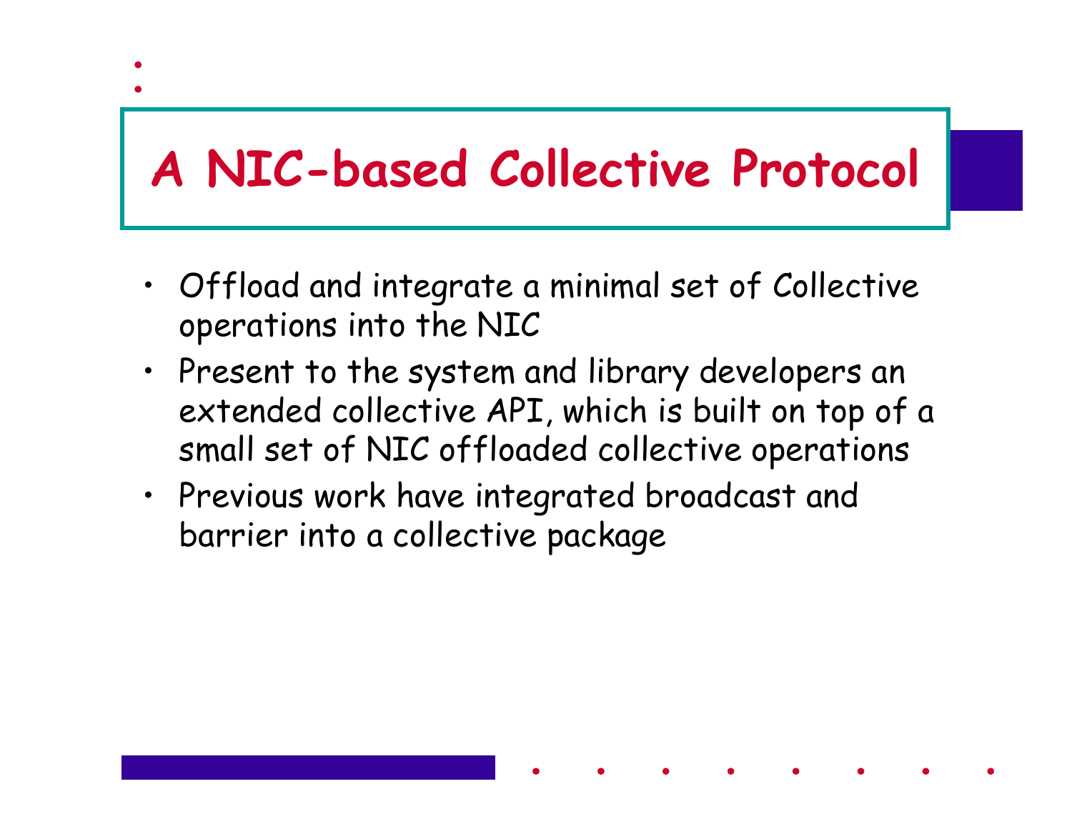# A NIC-based Collective Protocol

- Offload and integrate a minimal set of Collective operations into the NIC
- Present to the system and library developers an extended collective API, which is built on top of a small set of NIC offloaded collective operations
- Previous work have integrated broadcast and barrier into a collective package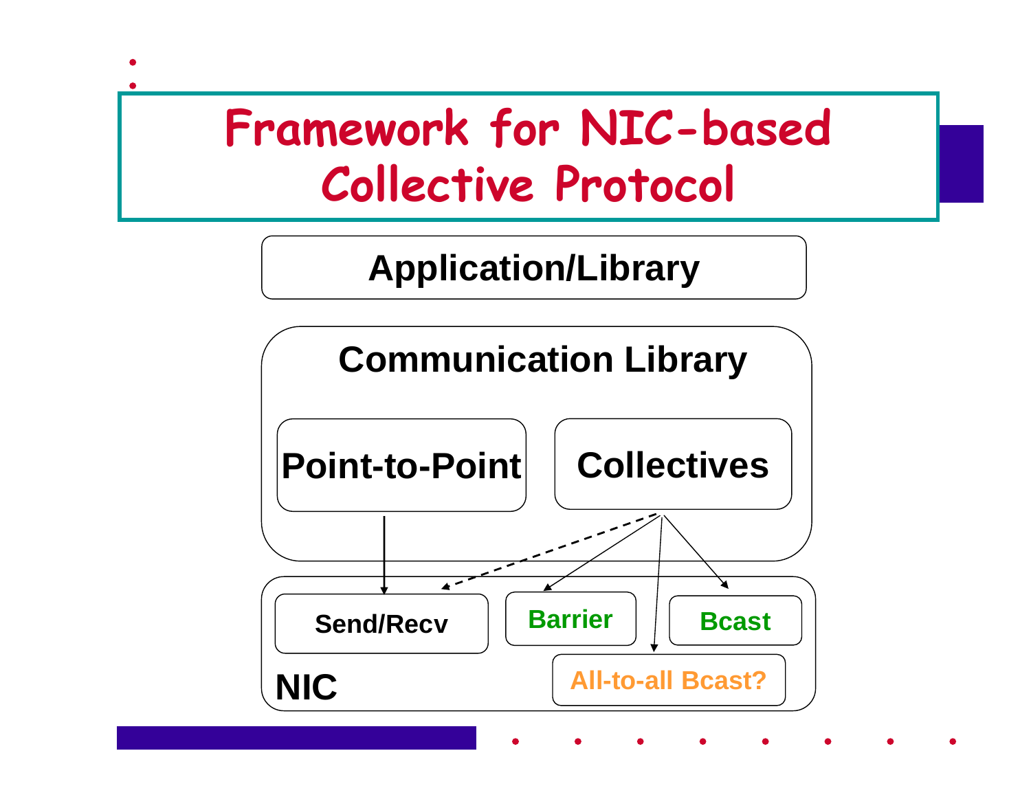# Framework for NIC-based Collective Protocol

Application/Library

Communication Library

Point-to-Point

Collectives

NIC

Send/Recv

Barrier

Bcast

All-to-all Bcast?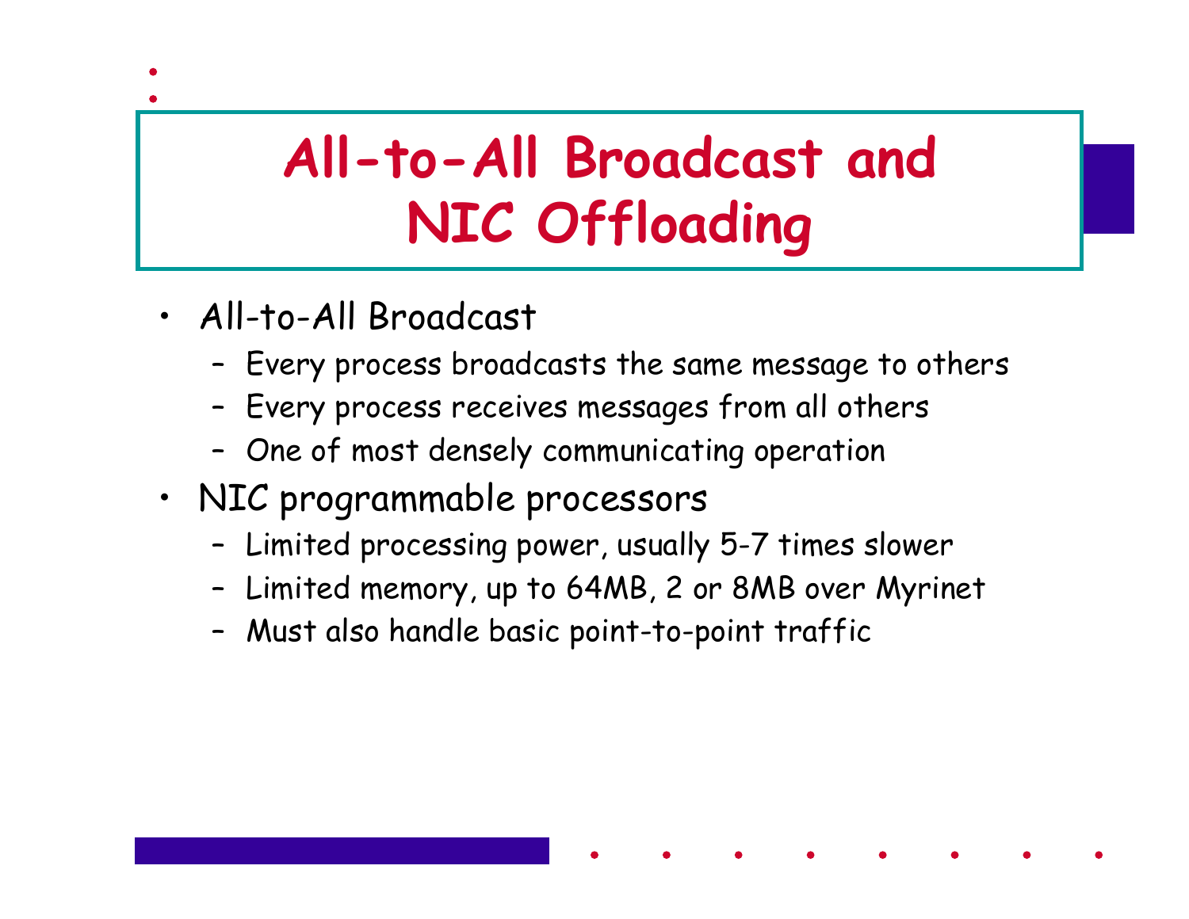# All-to-All Broadcast and NIC Offloading

- All-to-All Broadcast
  - Every process broadcasts the same message to others
  - Every process receives messages from all others
  - One of most densely communicating operation
- NIC programmable processors
  - Limited processing power, usually 5-7 times slower
  - Limited memory, up to 64MB, 2 or 8MB over Myrinet
  - Must also handle basic point-to-point traffic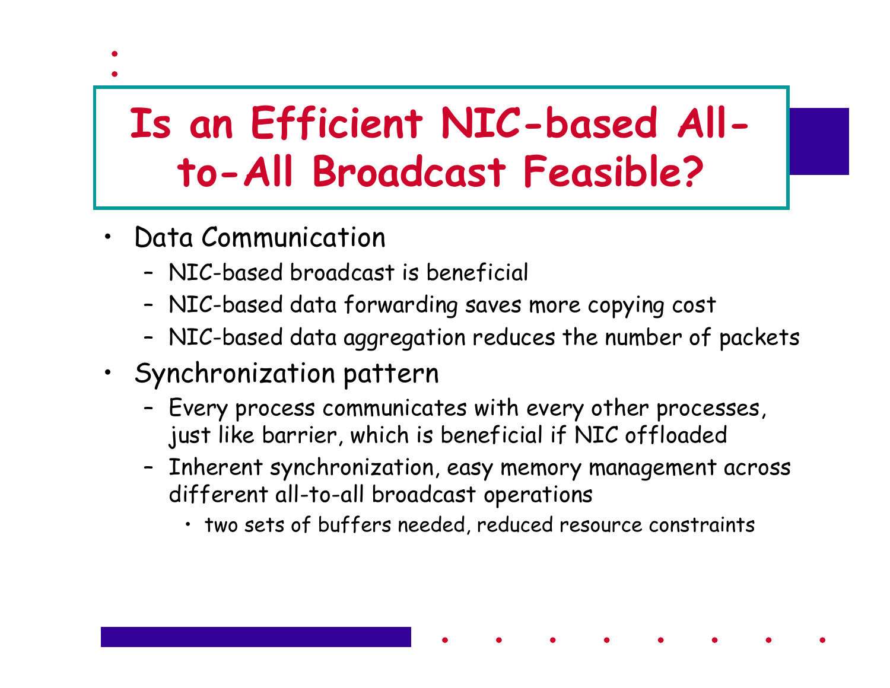# Is an Efficient NIC-based All-to-All Broadcast Feasible?

- Data Communication
  - NIC-based broadcast is beneficial
  - NIC-based data forwarding saves more copying cost
  - NIC-based data aggregation reduces the number of packets
- Synchronization pattern
  - Every process communicates with every other processes, just like barrier, which is beneficial if NIC offloaded
  - Inherent synchronization, easy memory management across different all-to-all broadcast operations
    - two sets of buffers needed, reduced resource constraints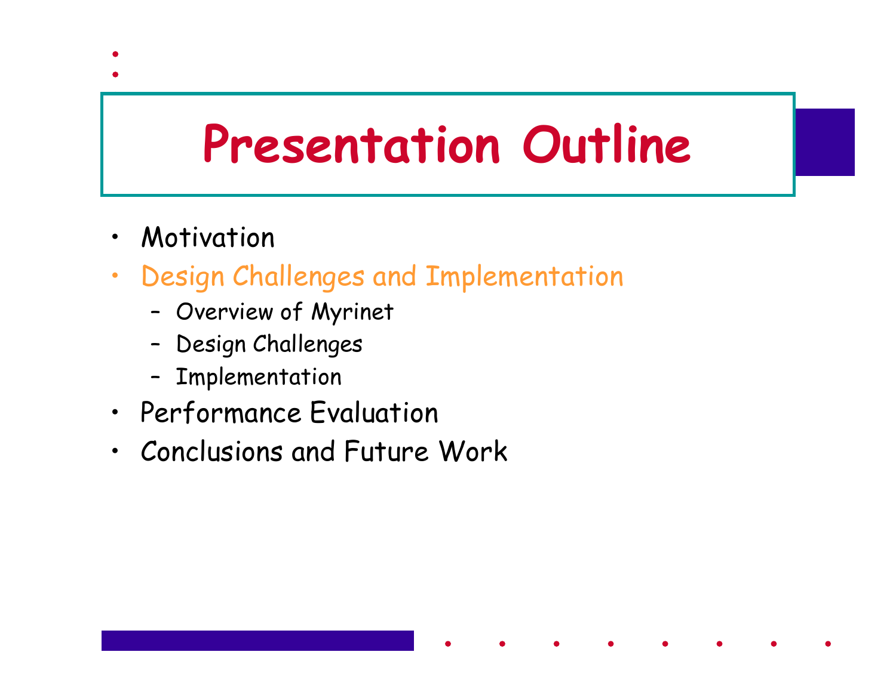# Presentation Outline

- Motivation
- Design Challenges and Implementation
  - Overview of Myrinet
  - Design Challenges
  - Implementation
- Performance Evaluation
- Conclusions and Future Work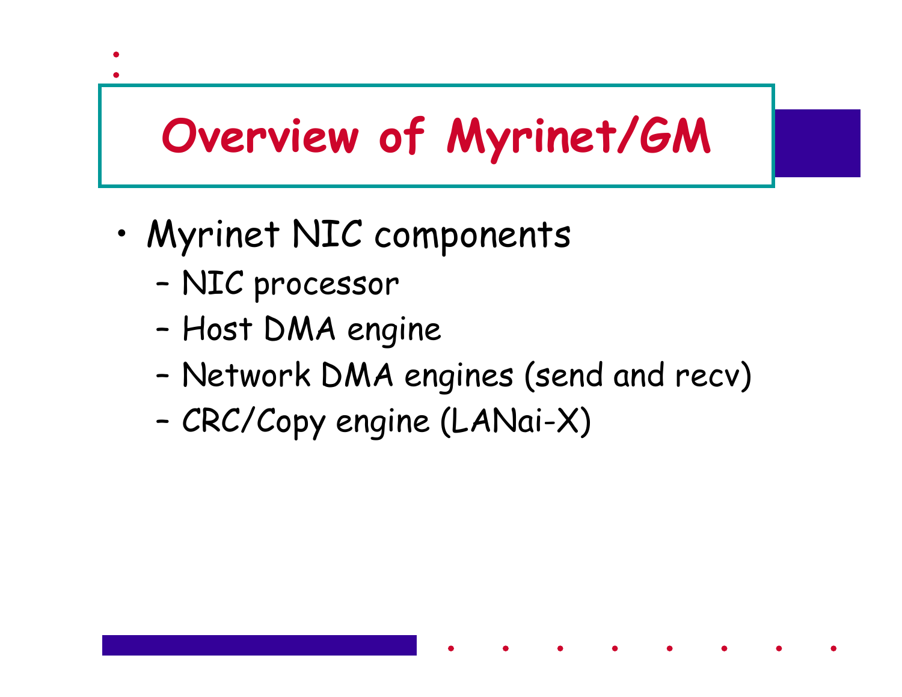# Overview of Myrinet/GM

- Myrinet NIC components
  - NIC processor
  - Host DMA engine
  - Network DMA engines (send and recv)
  - CRC/Copy engine (LANai-X)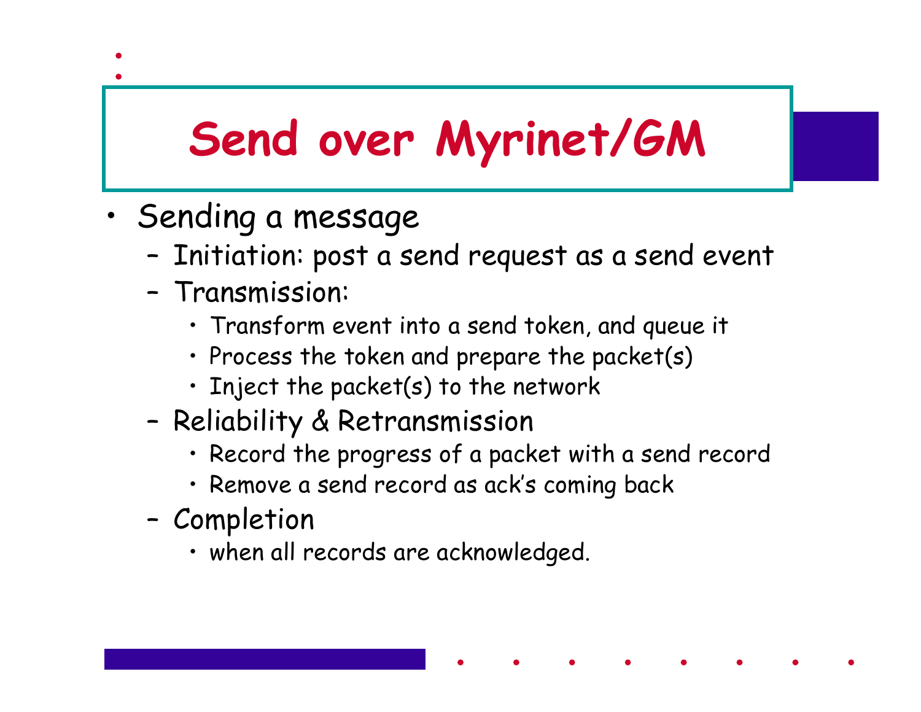# Send over Myrinet/GM

- Sending a message
  - Initiation: post a send request as a send event
  - Transmission:
    - Transform event into a send token, and queue it
    - Process the token and prepare the packet(s)
    - Inject the packet(s) to the network
  - Reliability & Retransmission
    - Record the progress of a packet with a send record
    - Remove a send record as ack's coming back
  - Completion
    - when all records are acknowledged.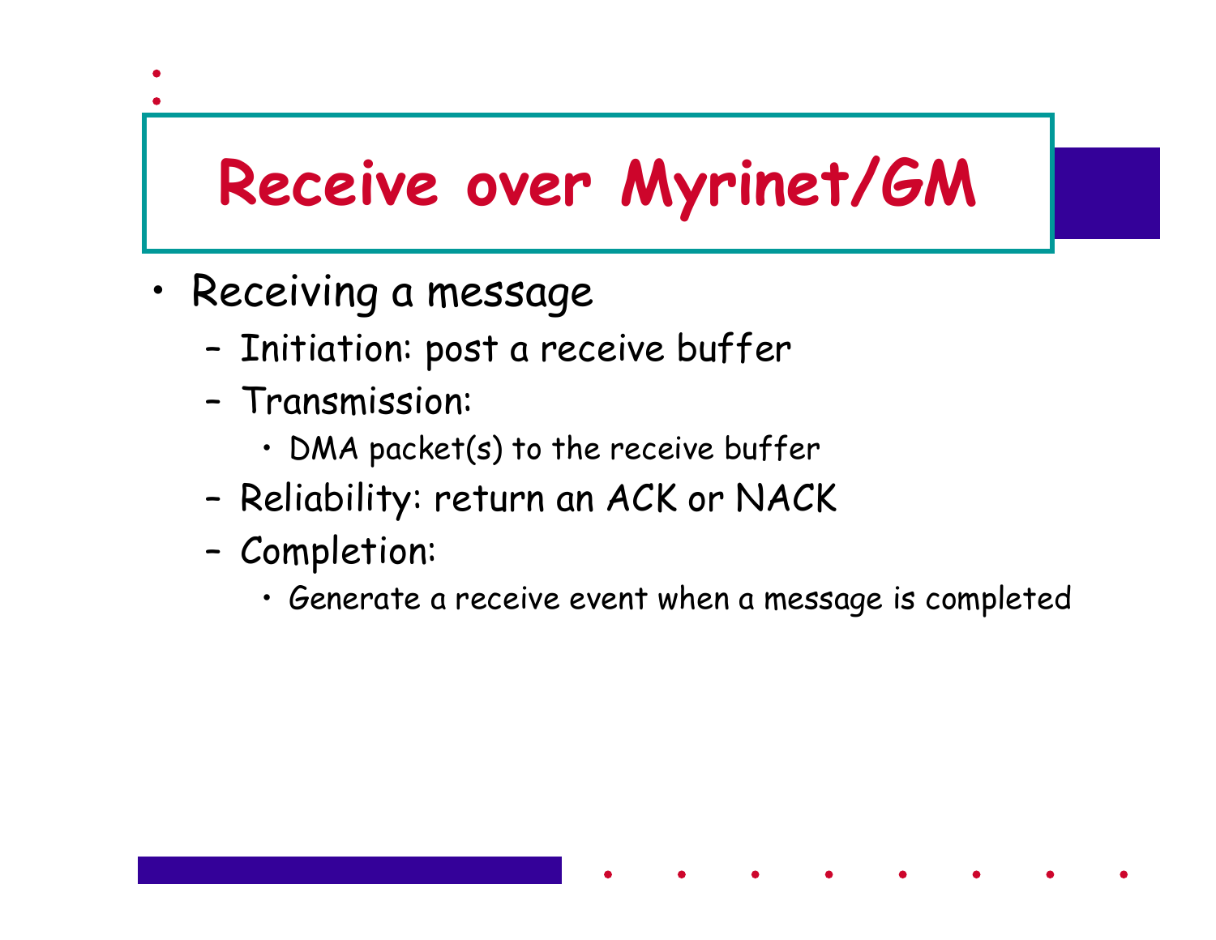# Receive over Myrinet/GM

- Receiving a message
  - Initiation: post a receive buffer
  - Transmission:
    - DMA packet(s) to the receive buffer
  - Reliability: return an ACK or NACK
  - Completion:
    - Generate a receive event when a message is completed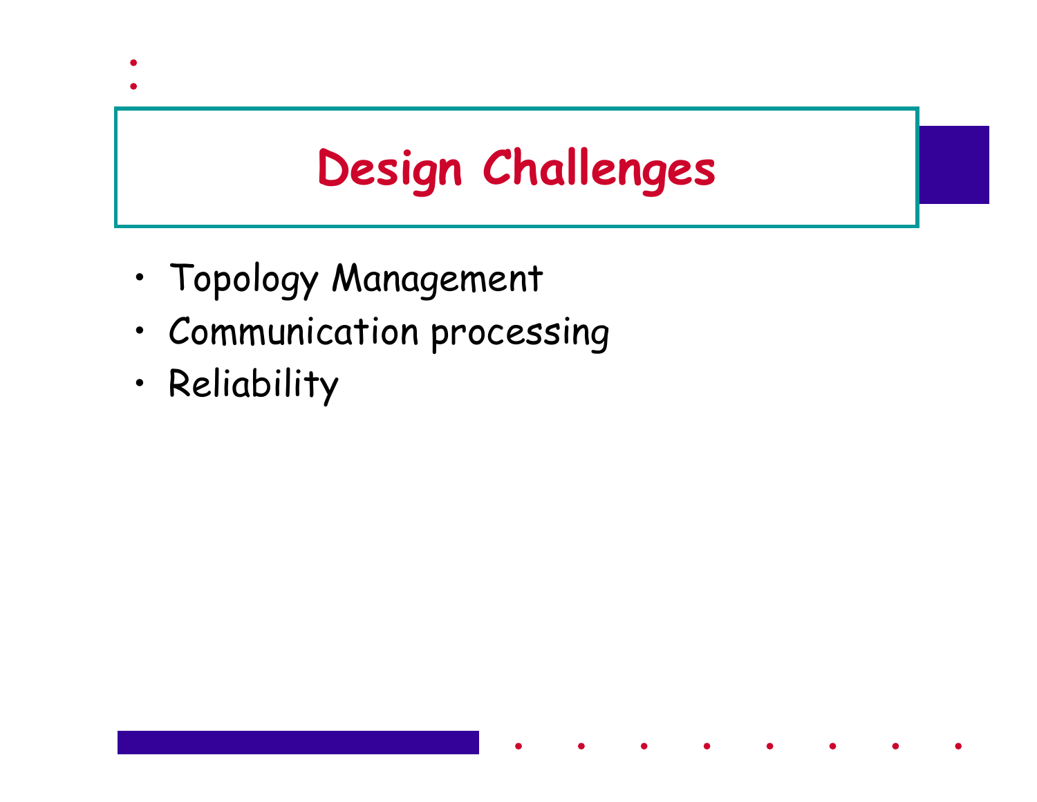# Design Challenges

- Topology Management
- Communication processing
- Reliability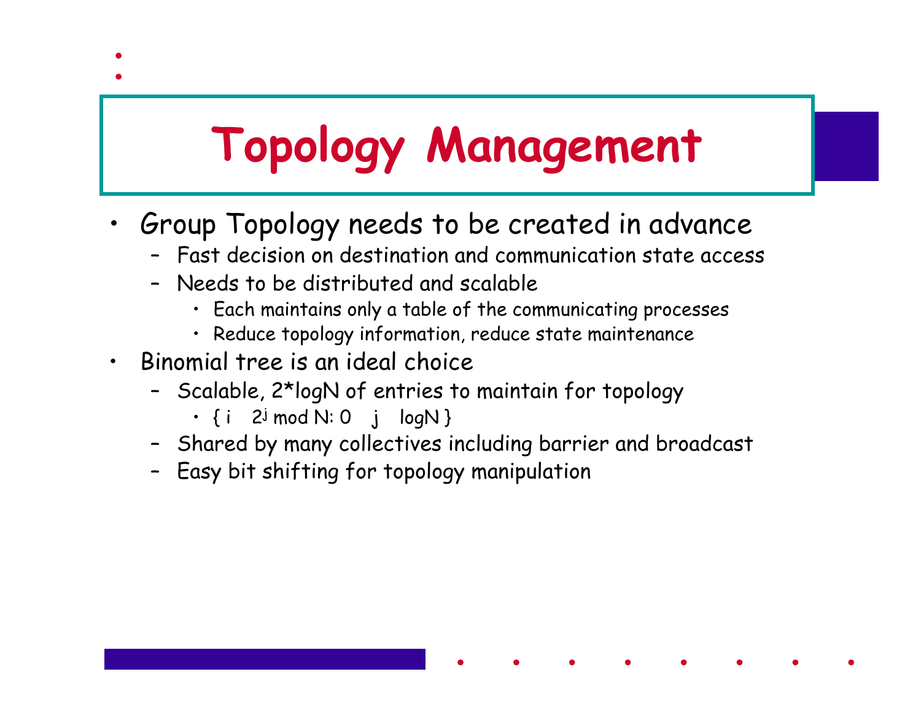# Topology Management

- Group Topology needs to be created in advance
  - Fast decision on destination and communication state access
  - Needs to be distributed and scalable
    - Each maintains only a table of the communicating processes
    - Reduce topology information, reduce state maintenance
- Binomial tree is an ideal choice
  - Scalable, 2*logN of entries to maintain for topology
    - $\{ i \quad 2^j \bmod N: 0 \quad j \quad \log N \}$
  - Shared by many collectives including barrier and broadcast
  - Easy bit shifting for topology manipulation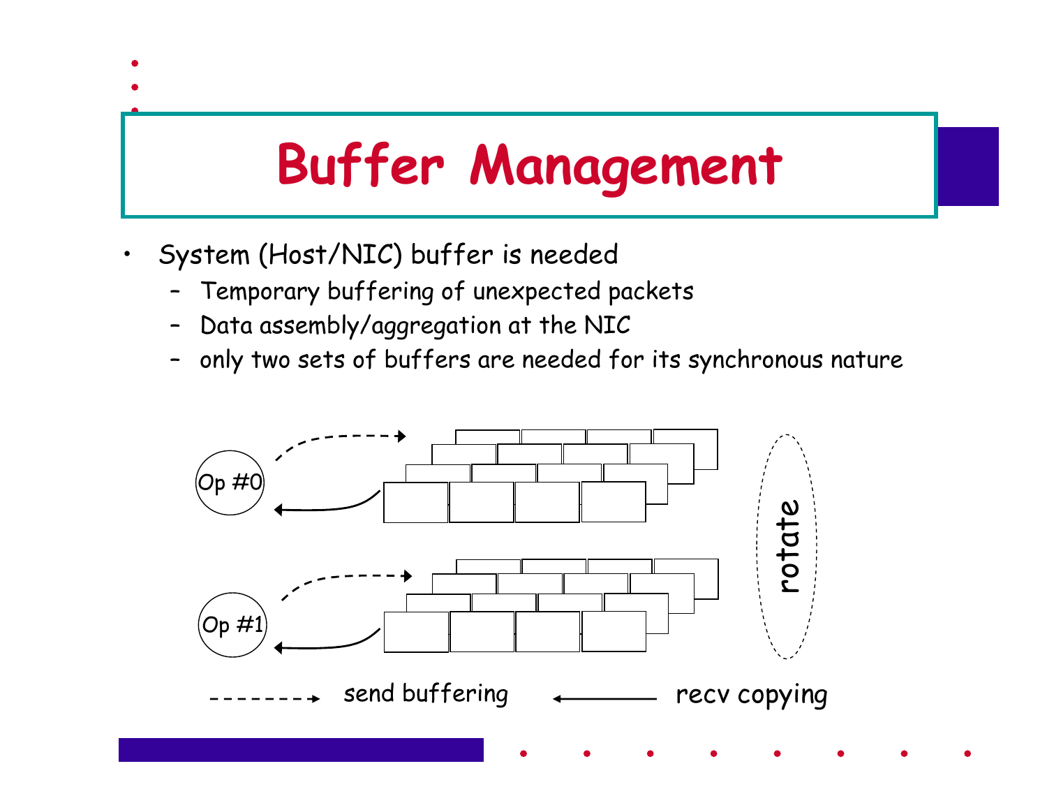# Buffer Management

- System (Host/NIC) buffer is needed
  - Temporary buffering of unexpected packets
  - Data assembly/aggregation at the NIC
  - only two sets of buffers are needed for its synchronous nature

Op #0

Op #1

rotate

send buffering

recv copying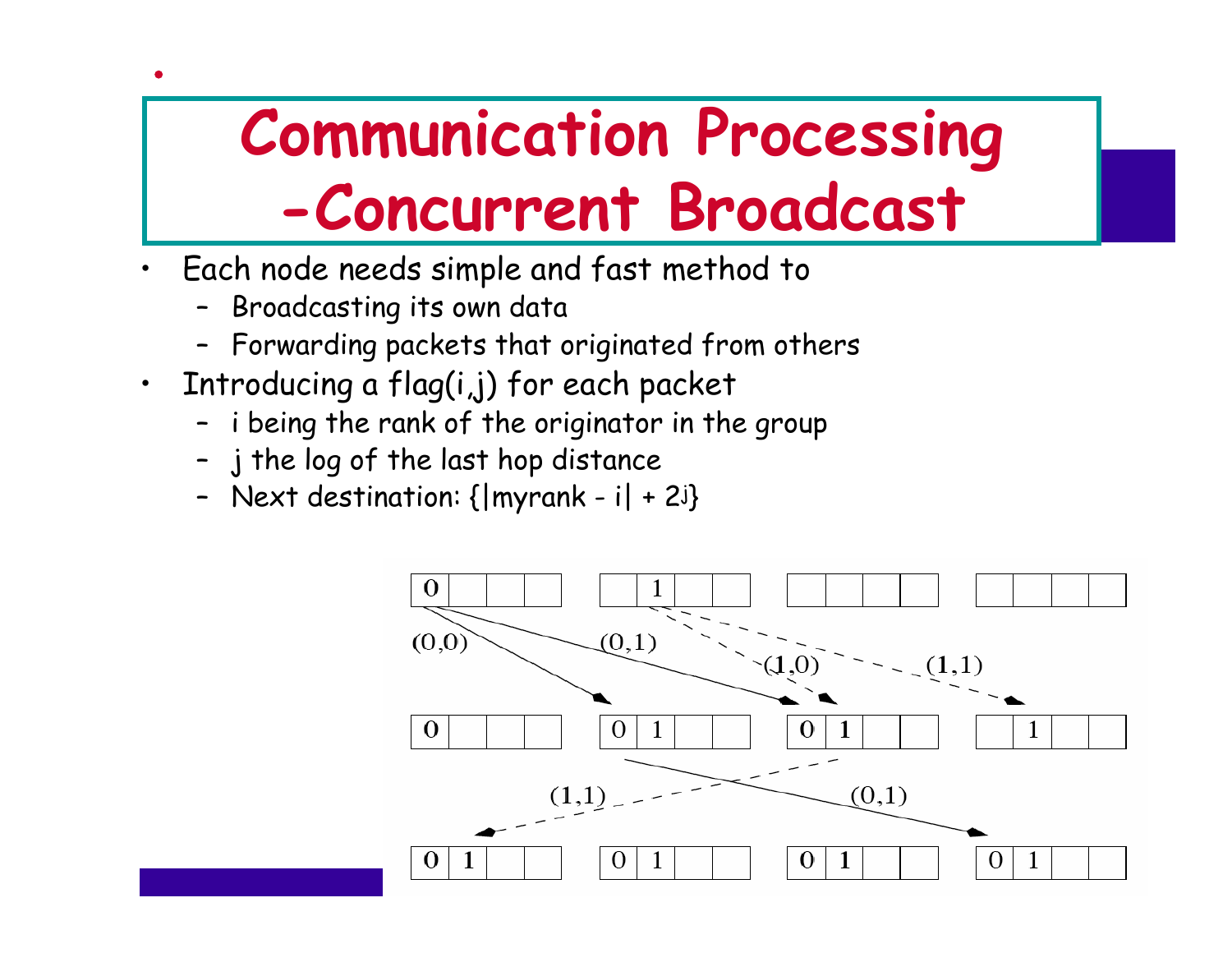# Communication Processing -Concurrent Broadcast

- Each node needs simple and fast method to
  - Broadcasting its own data
  - Forwarding packets that originated from others
- Introducing a flag(i,j) for each packet
  - i being the rank of the originator in the group
  - j the log of the last hop distance
  - Next destination: {|myrank - i| + $2^j$}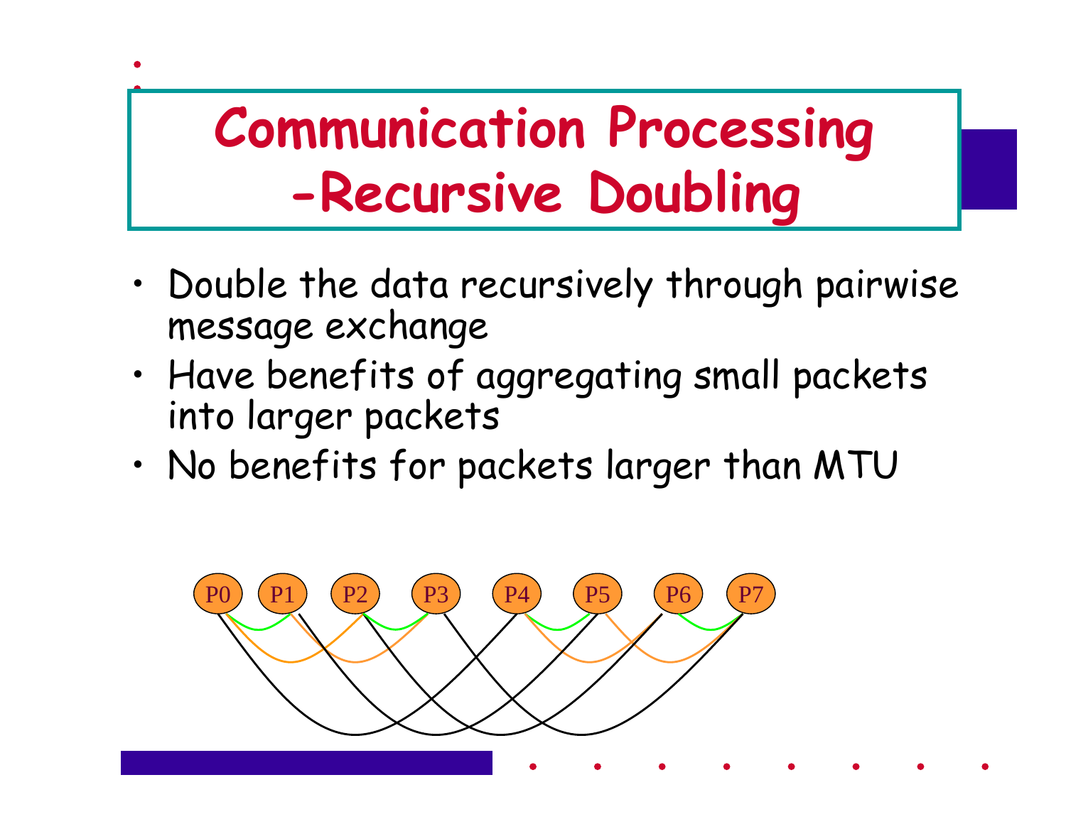# Communication Processing -Recursive Doubling

- Double the data recursively through pairwise message exchange
- Have benefits of aggregating small packets into larger packets
- No benefits for packets larger than MTU

P0 P1 P2 P3 P4 P5 P6 P7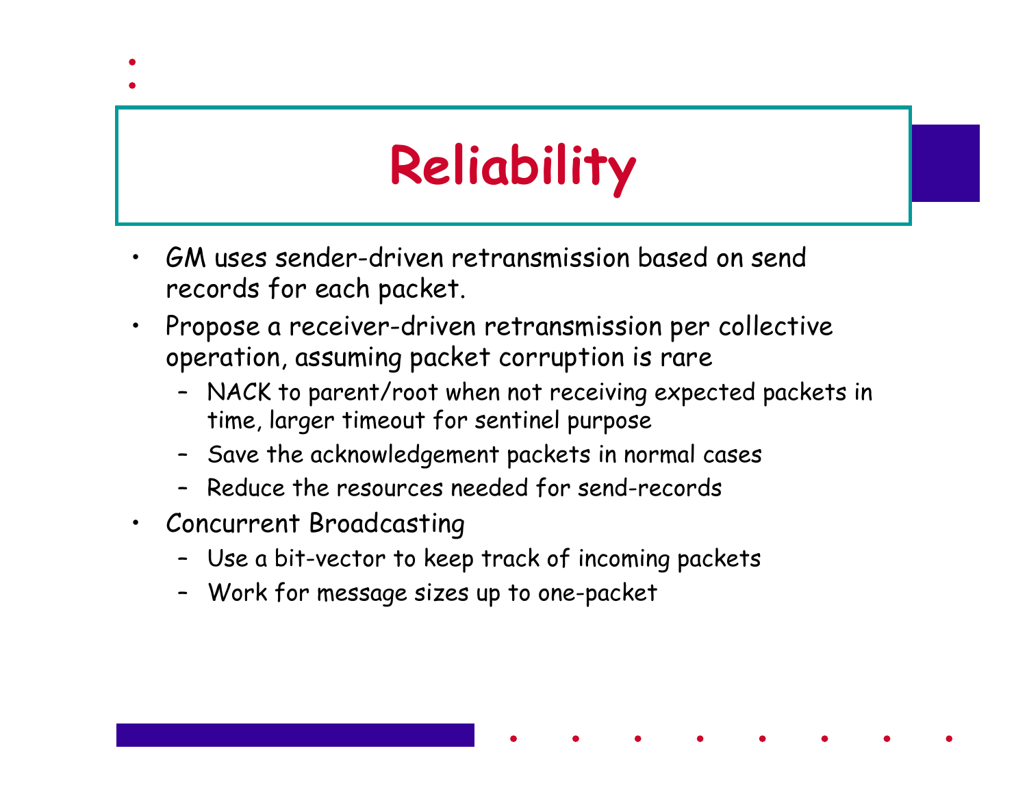# Reliability

- GM uses sender-driven retransmission based on send records for each packet.
- Propose a receiver-driven retransmission per collective operation, assuming packet corruption is rare
  - NACK to parent/root when not receiving expected packets in time, larger timeout for sentinel purpose
  - Save the acknowledgement packets in normal cases
  - Reduce the resources needed for send-records
- Concurrent Broadcasting
  - Use a bit-vector to keep track of incoming packets
  - Work for message sizes up to one-packet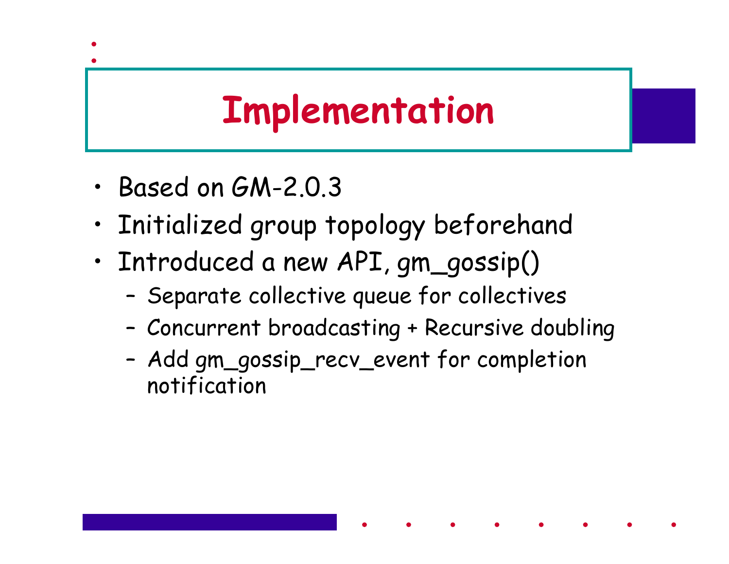# Implementation

- Based on GM-2.0.3
- Initialized group topology beforehand
- Introduced a new API, gm_gossip()
  - Separate collective queue for collectives
  - Concurrent broadcasting + Recursive doubling
  - Add gm_gossip_recv_event for completion notification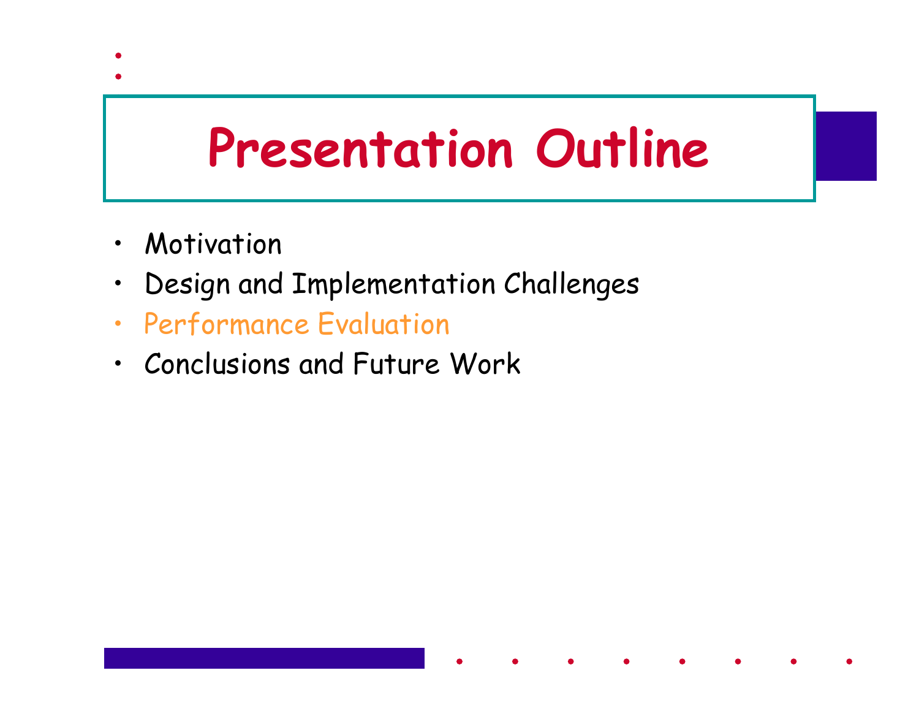# Presentation Outline

- Motivation
- Design and Implementation Challenges
- Performance Evaluation
- Conclusions and Future Work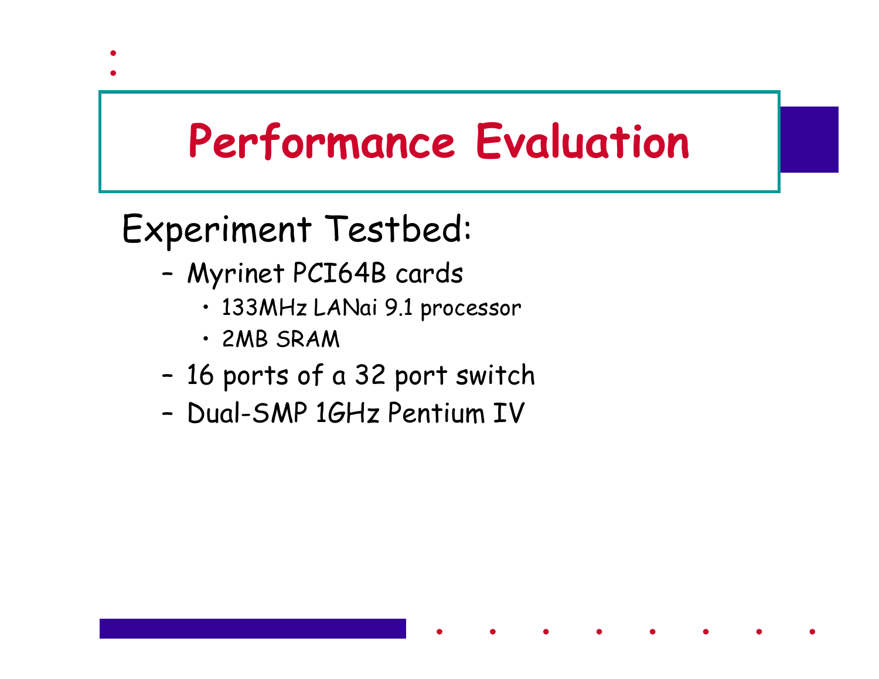# Performance Evaluation

Experiment Testbed:

- Myrinet PCI64B cards
  - 133MHz LANai 9.1 processor
  - 2MB SRAM
- 16 ports of a 32 port switch
- Dual-SMP 1GHz Pentium IV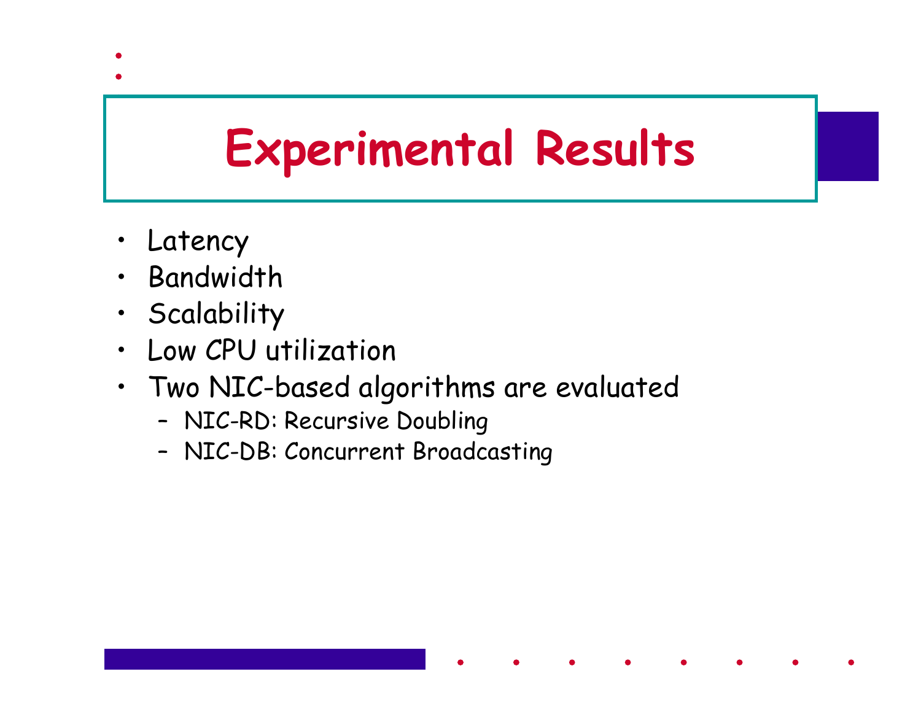# Experimental Results

- Latency
- Bandwidth
- Scalability
- Low CPU utilization
- Two NIC-based algorithms are evaluated
  - NIC-RD: Recursive Doubling
  - NIC-DB: Concurrent Broadcasting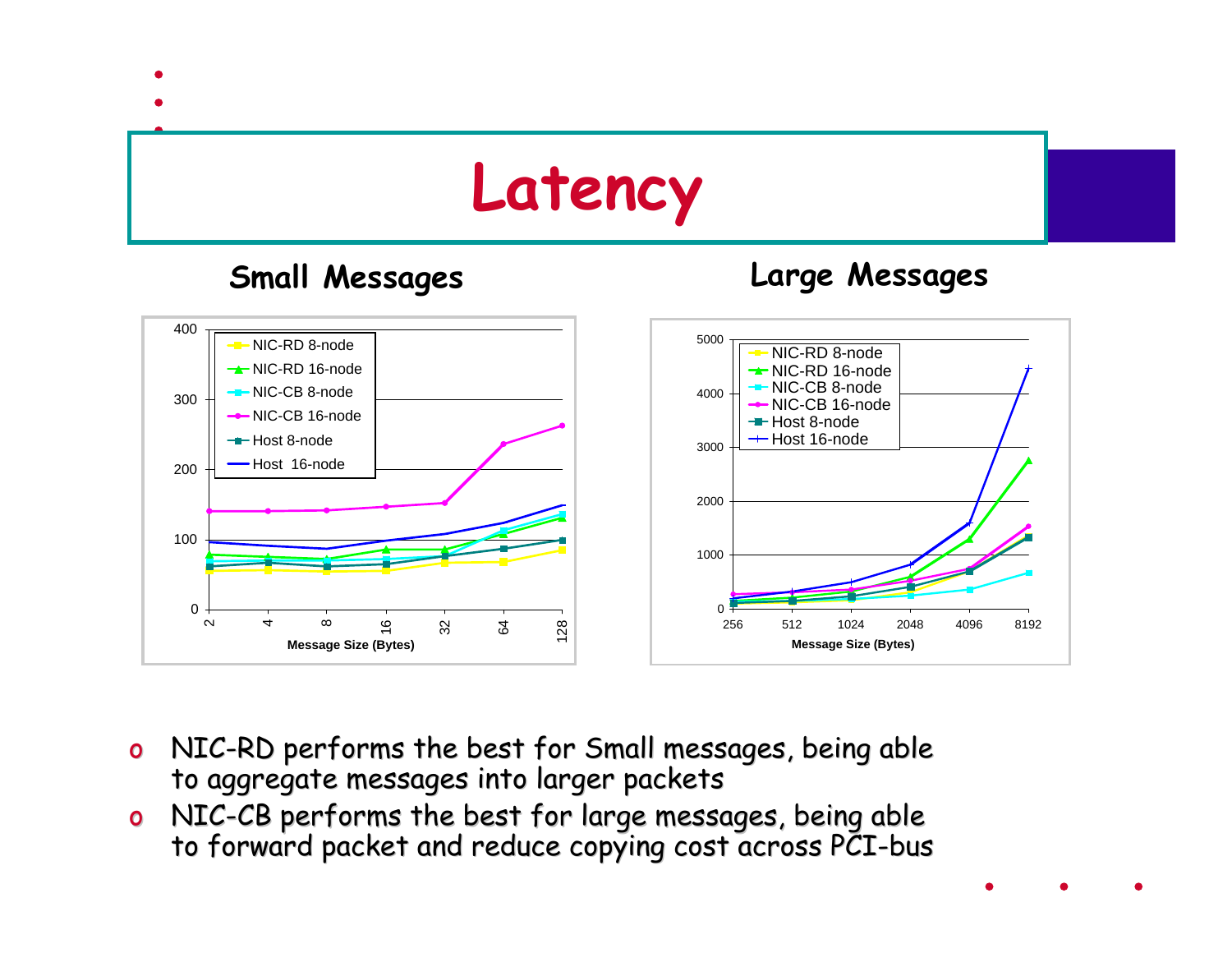# Latency

**Small Messages**

**Large Messages**

- NIC-RD performs the best for Small messages, being able to aggregate messages into larger packets
- NIC-CB performs the best for large messages, being able to forward packet and reduce copying cost across PCI-bus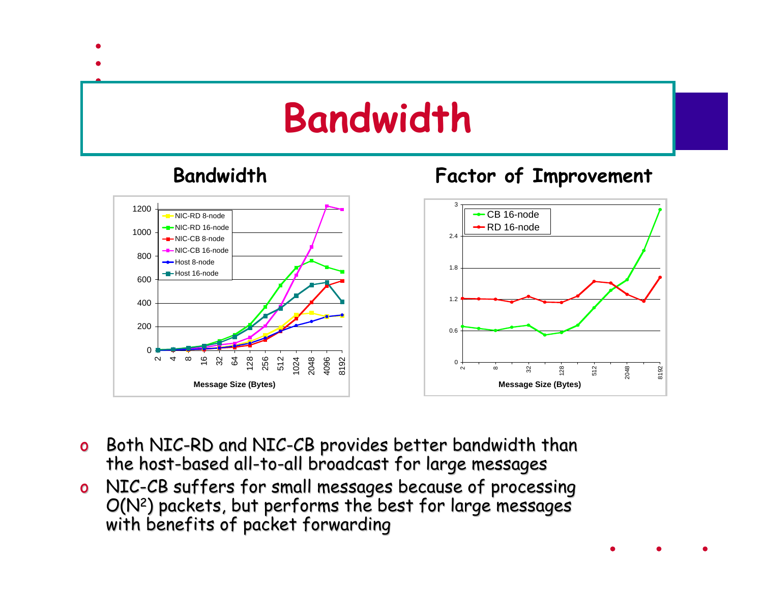# Bandwidth

## Bandwidth

## Factor of Improvement

- Both NIC-RD and NIC-CB provides better bandwidth than the host-based all-to-all broadcast for large messages
- NIC-CB suffers for small messages because of processing $O(N^2)$ packets, but performs the best for large messages with benefits of packet forwarding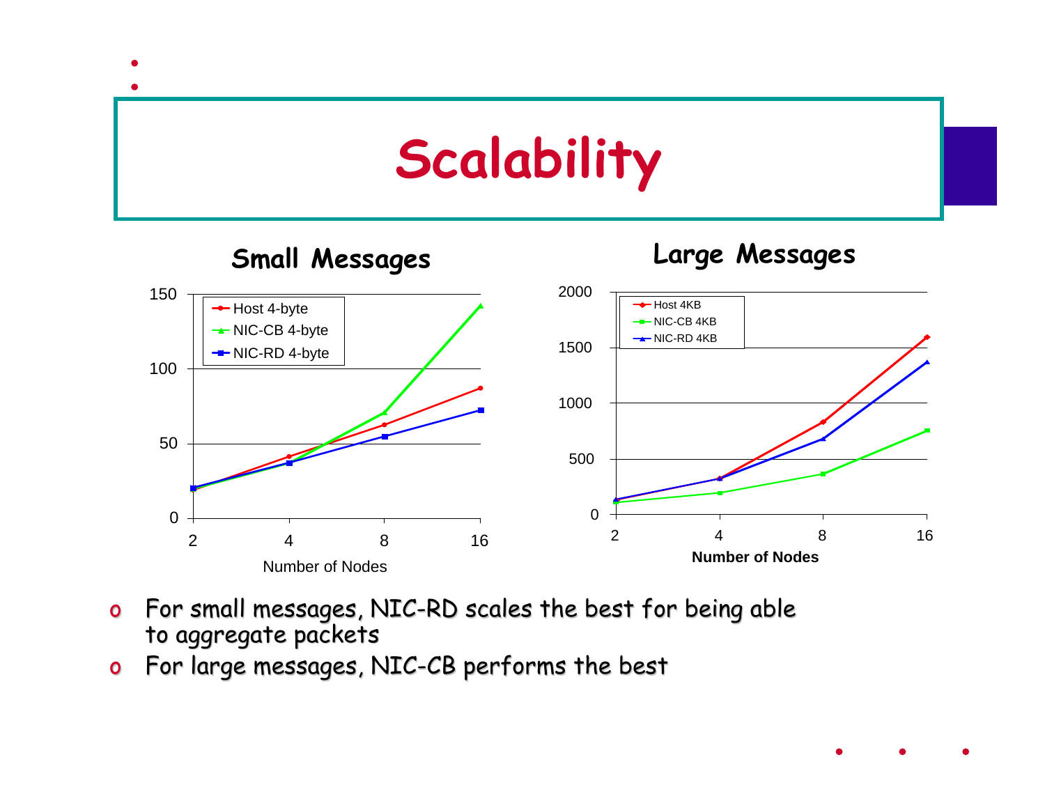# Scalability

### Small Messages

### Large Messages

- For small messages, NIC-RD scales the best for being able to aggregate packets
- For large messages, NIC-CB performs the best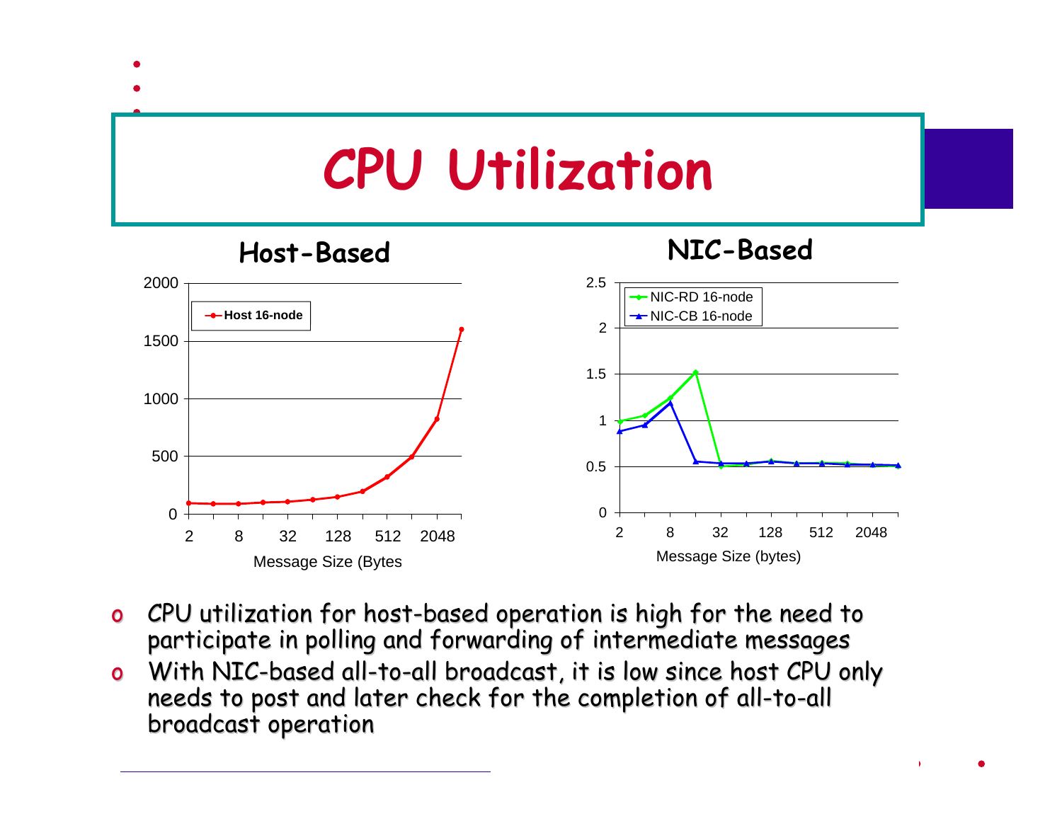# CPU Utilization

## Host-Based

## NIC-Based

- CPU utilization for host-based operation is high for the need to participate in polling and forwarding of intermediate messages
- With NIC-based all-to-all broadcast, it is low since host CPU only needs to post and later check for the completion of all-to-all broadcast operation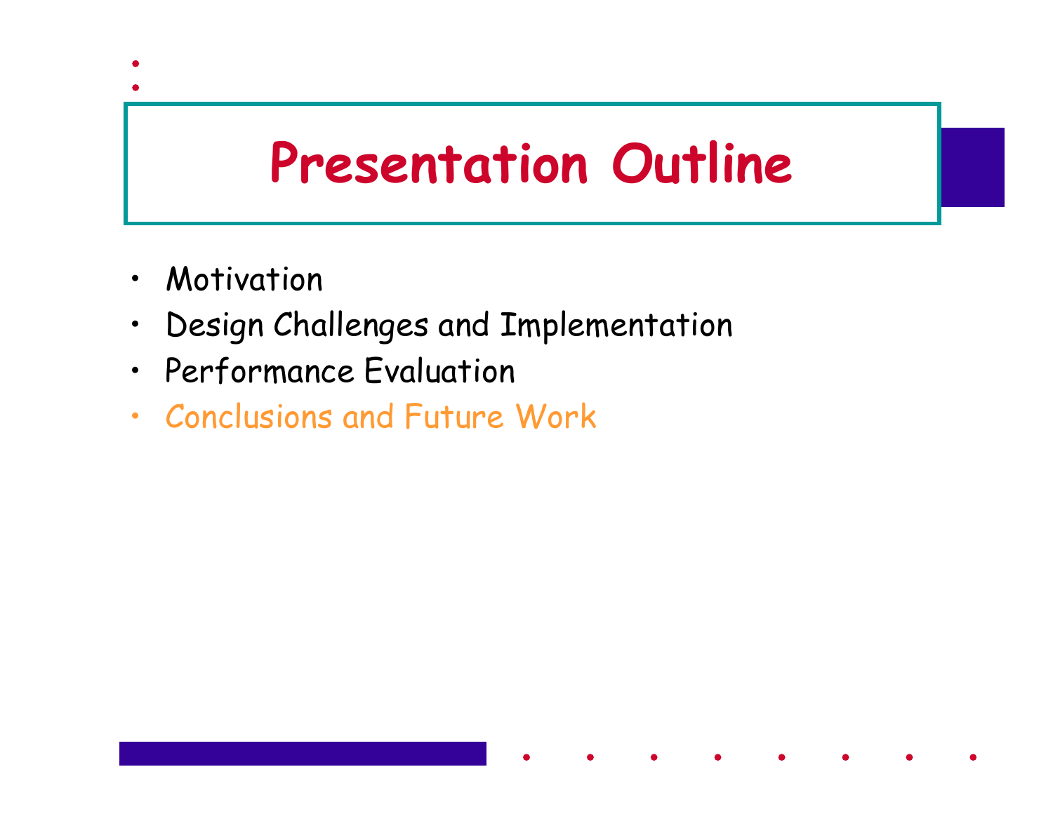# Presentation Outline

- Motivation
- Design Challenges and Implementation
- Performance Evaluation
- Conclusions and Future Work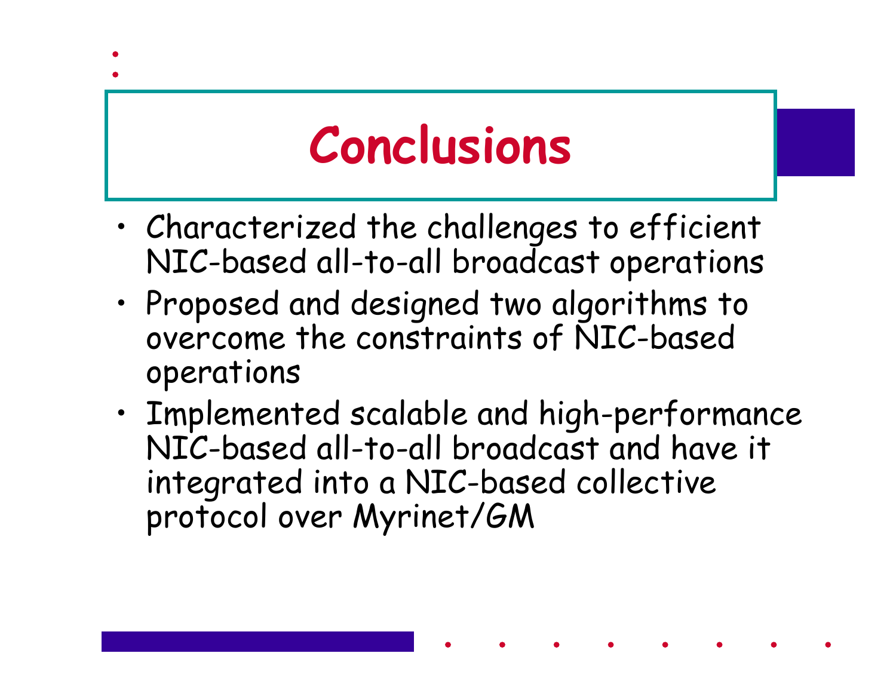# Conclusions

- Characterized the challenges to efficient NIC-based all-to-all broadcast operations
- Proposed and designed two algorithms to overcome the constraints of NIC-based operations
- Implemented scalable and high-performance NIC-based all-to-all broadcast and have it integrated into a NIC-based collective protocol over Myrinet/GM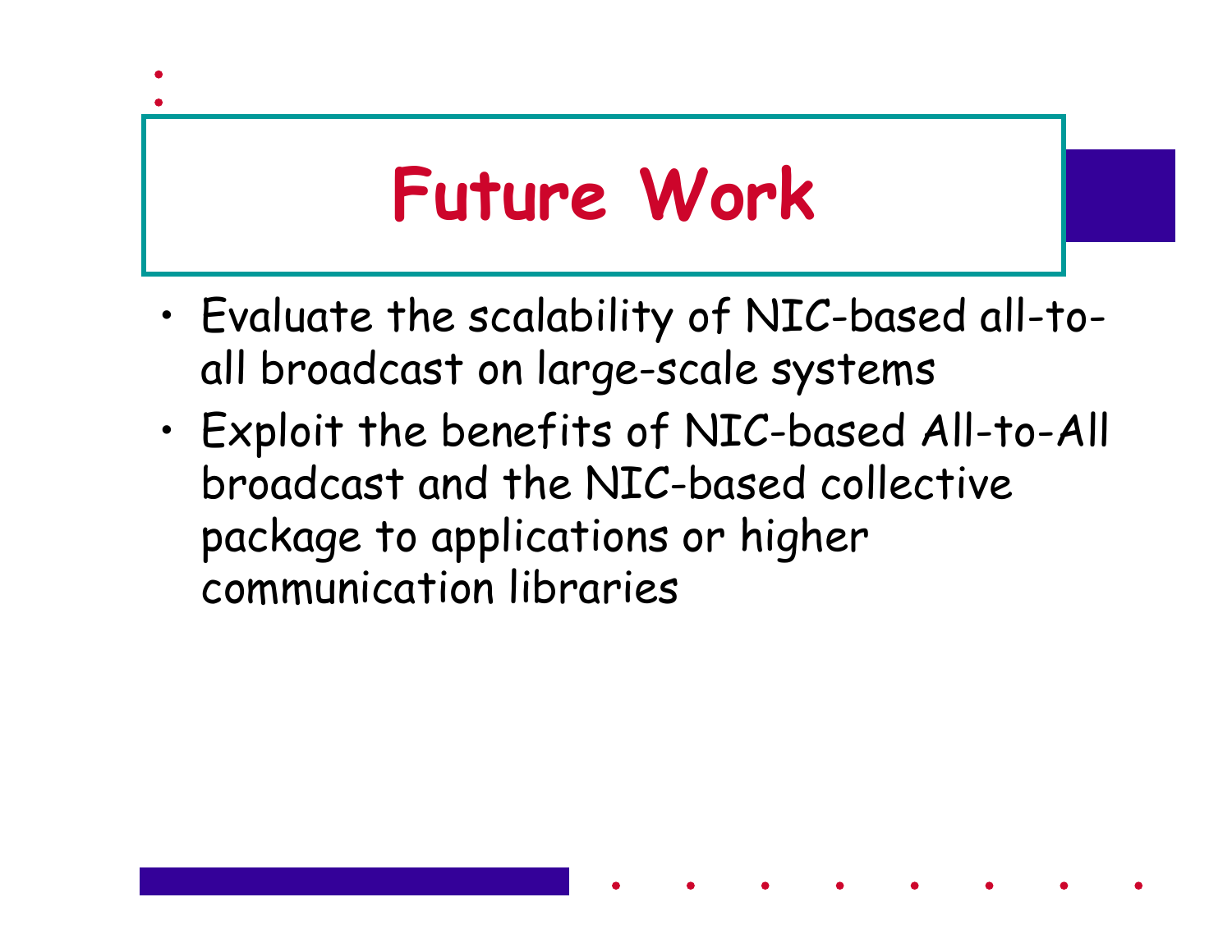# Future Work

- Evaluate the scalability of NIC-based all-to-all broadcast on large-scale systems
- Exploit the benefits of NIC-based All-to-All broadcast and the NIC-based collective package to applications or higher communication libraries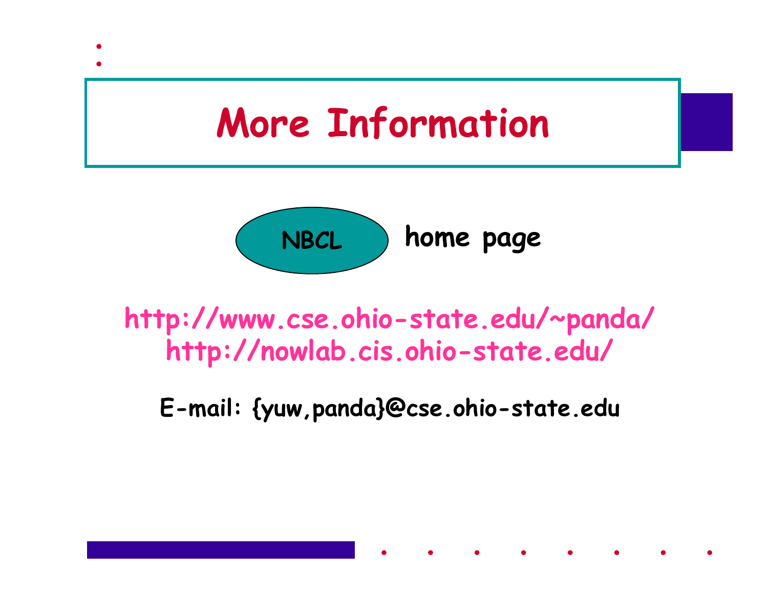# More Information

NBCL home page

http://www.cse.ohio-state.edu/~panda/
http://nowlab.cis.ohio-state.edu/

E-mail: {yuw,panda}@cse.ohio-state.edu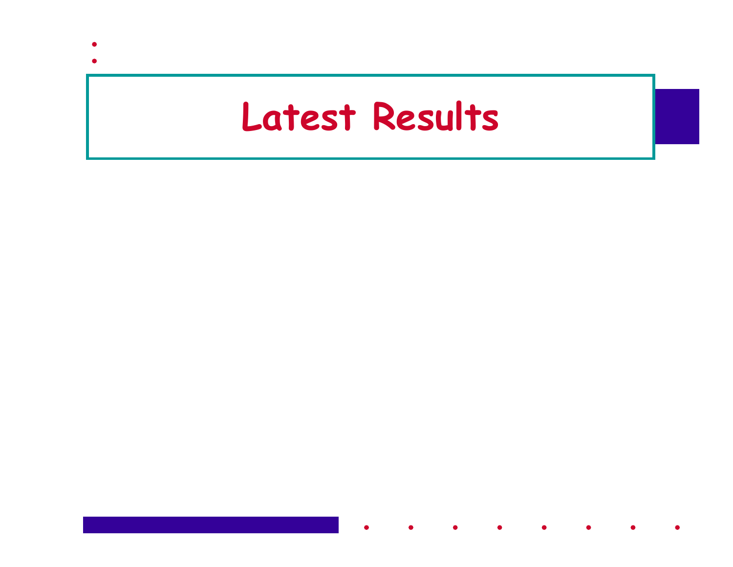# Latest Results